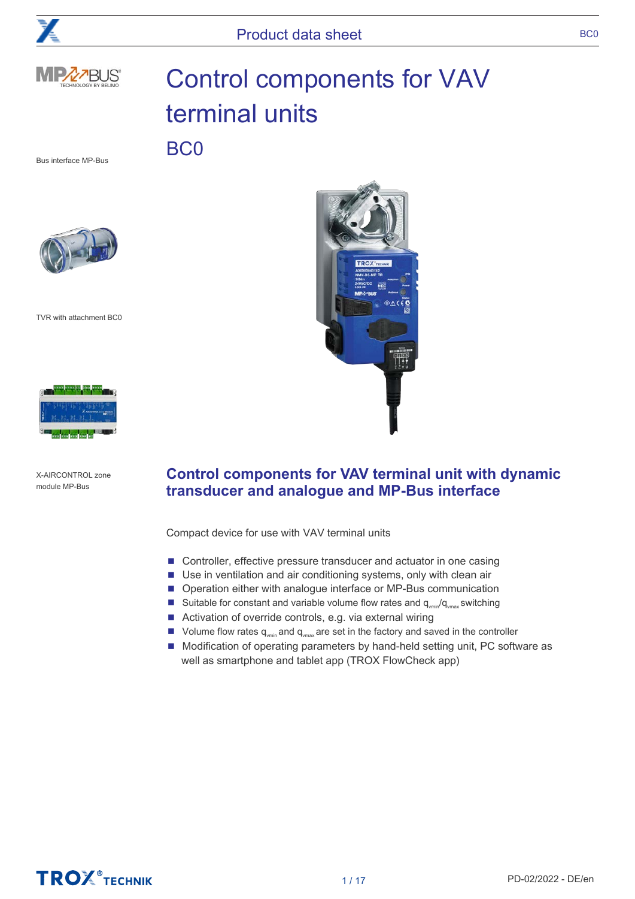# Control components for VAV terminal units

## BC0

Bus interface MP-Bus

TVR with attachment BC0

X-AIRCONTROL zone module MP-Bus

### Control components for VAV terminal unit with dynamic transducer and analogue and MP-Bus interface

Compact device for use with VAV terminal units

- Controller, effective pressure transducer and actuator in one casing
- Use in ventilation and air conditioning systems, only with clean air
- Operation either with analogue interface or MP-Bus communication
- Suitable for constant and variable volume flow rates and $q_{vmin}/q_{vmax}$ switching
- Activation of override controls, e.g. via external wiring
- Volume flow rates $q_{vmin}$ and $q_{vmax}$ are set in the factory and saved in the controller
- Modification of operating parameters by hand-held setting unit, PC software as well as smartphone and tablet app (TROX FlowCheck app)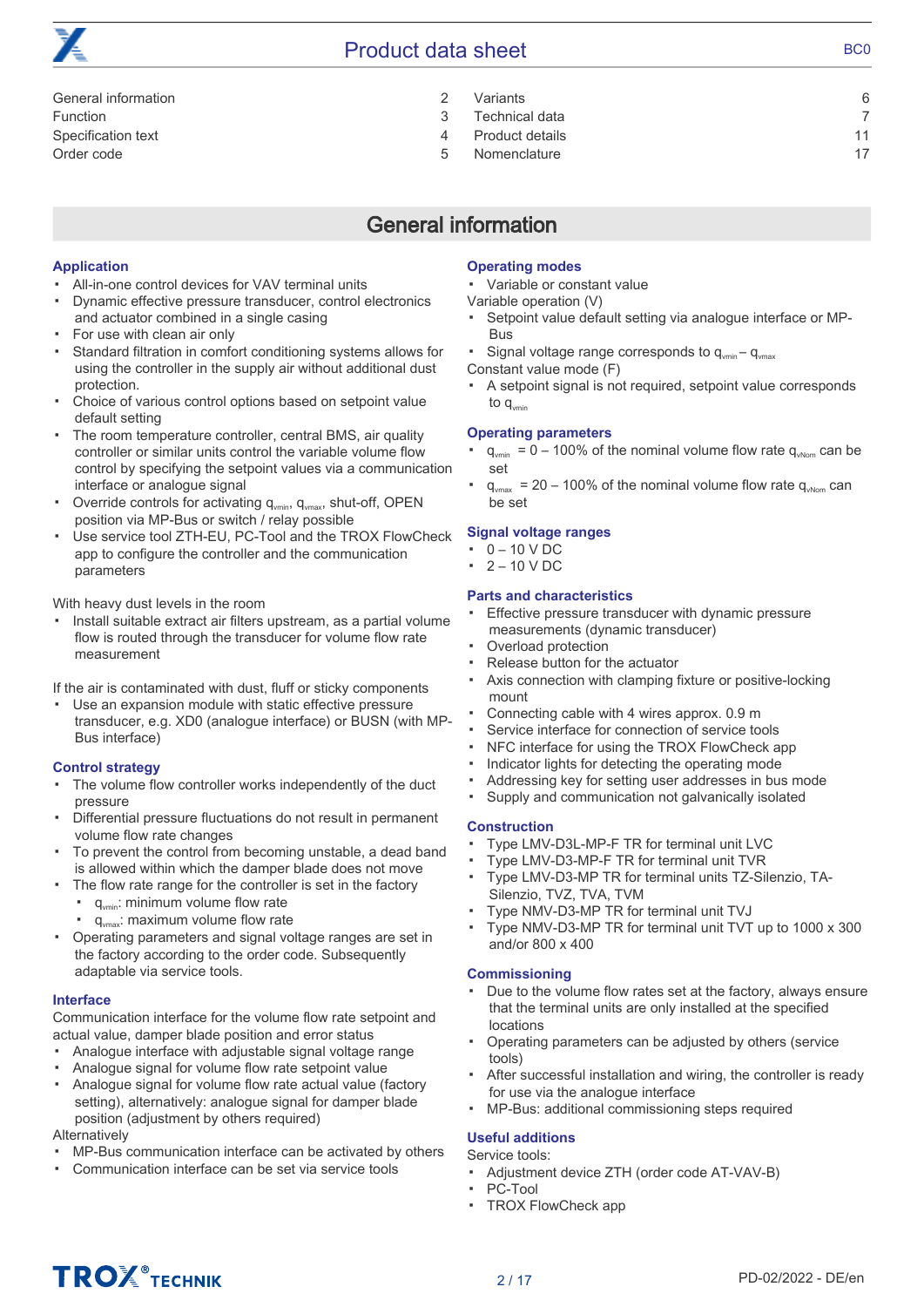| | | | |
|---|---|---|---|
| General information | 2 | Variants | 6 |
| Function | 3 | Technical data | 7 |
| Specification text | 4 | Product details | 11 |
| Order code | 5 | Nomenclature | 17 |

# General information

### Application

- All-in-one control devices for VAV terminal units
- Dynamic effective pressure transducer, control electronics and actuator combined in a single casing
- For use with clean air only
- Standard filtration in comfort conditioning systems allows for using the controller in the supply air without additional dust protection.
- Choice of various control options based on setpoint value default setting
- The room temperature controller, central BMS, air quality controller or similar units control the variable volume flow control by specifying the setpoint values via a communication interface or analogue signal
- Override controls for activating $q_{vmin}$, $q_{vmax}$, shut-off, OPEN position via MP-Bus or switch / relay possible
- Use service tool ZTH-EU, PC-Tool and the TROX FlowCheck app to configure the controller and the communication parameters

With heavy dust levels in the room

- Install suitable extract air filters upstream, as a partial volume flow is routed through the transducer for volume flow rate measurement

If the air is contaminated with dust, fluff or sticky components

- Use an expansion module with static effective pressure transducer, e.g. XD0 (analogue interface) or BUSN (with MP-Bus interface)

### Control strategy

- The volume flow controller works independently of the duct pressure
- Differential pressure fluctuations do not result in permanent volume flow rate changes
- To prevent the control from becoming unstable, a dead band is allowed within which the damper blade does not move
- The flow rate range for the controller is set in the factory
  - $q_{vmin}$: minimum volume flow rate
  - $q_{vmax}$: maximum volume flow rate
- Operating parameters and signal voltage ranges are set in the factory according to the order code. Subsequently adaptable via service tools.

### Interface

Communication interface for the volume flow rate setpoint and actual value, damper blade position and error status

- Analogue interface with adjustable signal voltage range
- Analogue signal for volume flow rate setpoint value
- Analogue signal for volume flow rate actual value (factory setting), alternatively: analogue signal for damper blade position (adjustment by others required)

Alternatively

- MP-Bus communication interface can be activated by others
- Communication interface can be set via service tools

### Operating modes

- Variable or constant value

Variable operation (V)

- Setpoint value default setting via analogue interface or MP-Bus
- Signal voltage range corresponds to $q_{vmin} – q_{vmax}$

Constant value mode (F)

- A setpoint signal is not required, setpoint value corresponds to $q_{vmin}$

### Operating parameters

- $q_{vmin}$ = 0 – 100% of the nominal volume flow rate $q_{vNom}$ can be set
- $q_{vmax}$ = 20 – 100% of the nominal volume flow rate $q_{vNom}$ can be set

### Signal voltage ranges

- 0 – 10 V DC
- 2 – 10 V DC

### Parts and characteristics

- Effective pressure transducer with dynamic pressure measurements (dynamic transducer)
- Overload protection
- Release button for the actuator
- Axis connection with clamping fixture or positive-locking mount
- Connecting cable with 4 wires approx. 0.9 m
- Service interface for connection of service tools
- NFC interface for using the TROX FlowCheck app
- Indicator lights for detecting the operating mode
- Addressing key for setting user addresses in bus mode
- Supply and communication not galvanically isolated

### Construction

- Type LMV-D3L-MP-F TR for terminal unit LVC
- Type LMV-D3-MP-F TR for terminal unit TVR
- Type LMV-D3-MP TR for terminal units TZ-Silenzio, TA-Silenzio, TVZ, TVA, TVM
- Type NMV-D3-MP TR for terminal unit TVJ
- Type NMV-D3-MP TR for terminal unit TVT up to 1000 x 300 and/or 800 x 400

### Commissioning

- Due to the volume flow rates set at the factory, always ensure that the terminal units are only installed at the specified locations
- Operating parameters can be adjusted by others (service tools)
- After successful installation and wiring, the controller is ready for use via the analogue interface
- MP-Bus: additional commissioning steps required

### Useful additions

Service tools:

- Adjustment device ZTH (order code AT-VAV-B)
- PC-Tool
- TROX FlowCheck app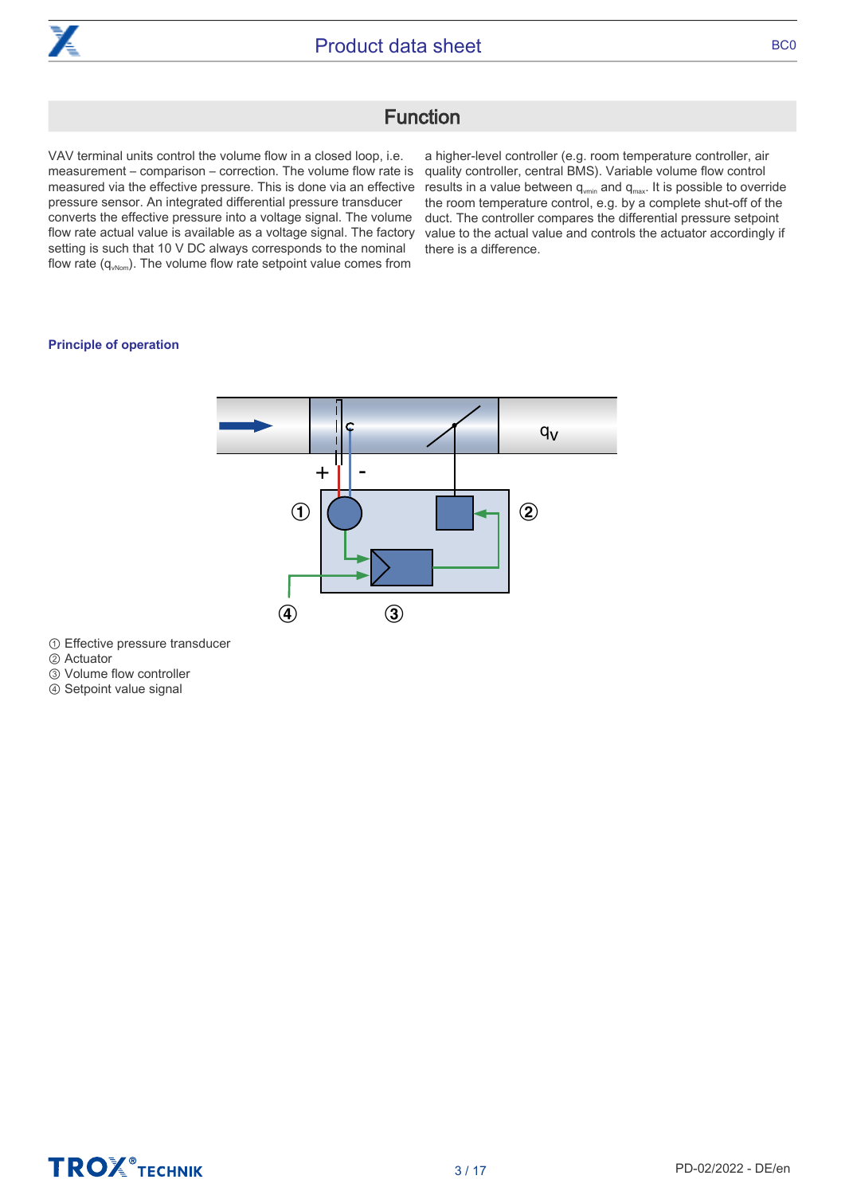# Function

VAV terminal units control the volume flow in a closed loop, i.e. measurement – comparison – correction. The volume flow rate is measured via the effective pressure. This is done via an effective pressure sensor. An integrated differential pressure transducer converts the effective pressure into a voltage signal. The volume flow rate actual value is available as a voltage signal. The factory setting is such that 10 V DC always corresponds to the nominal flow rate ($q_{vNom}$). The volume flow rate setpoint value comes from a higher-level controller (e.g. room temperature controller, air quality controller, central BMS). Variable volume flow control results in a value between $q_{vmin}$ and $q_{max}$. It is possible to override the room temperature control, e.g. by a complete shut-off of the duct. The controller compares the differential pressure setpoint value to the actual value and controls the actuator accordingly if there is a difference.

### Principle of operation

① Effective pressure transducer
② Actuator
③ Volume flow controller
④ Setpoint value signal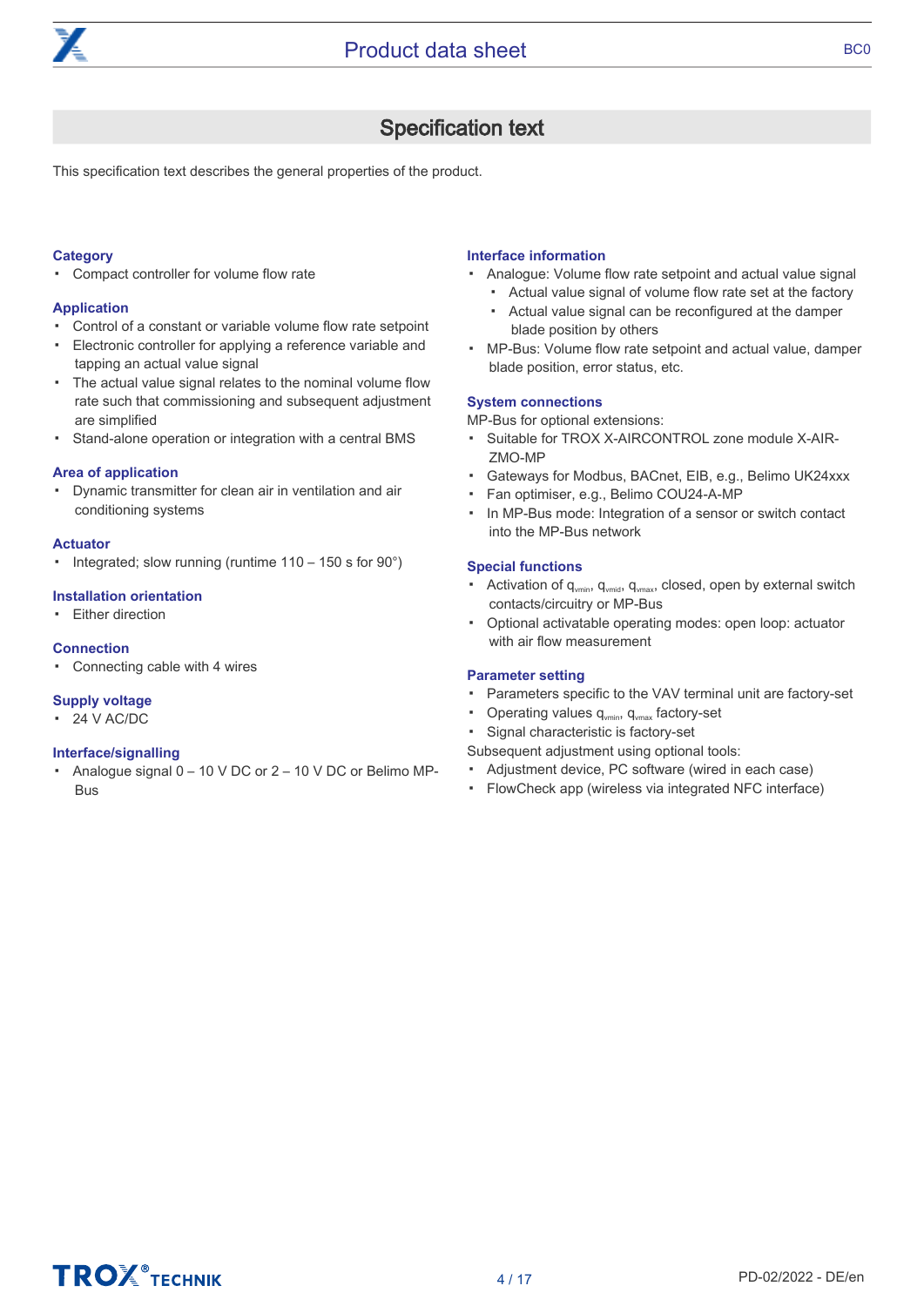## Specification text

This specification text describes the general properties of the product.

### Category

- Compact controller for volume flow rate

### Application

- Control of a constant or variable volume flow rate setpoint
- Electronic controller for applying a reference variable and tapping an actual value signal
- The actual value signal relates to the nominal volume flow rate such that commissioning and subsequent adjustment are simplified
- Stand-alone operation or integration with a central BMS

### Area of application

- Dynamic transmitter for clean air in ventilation and air conditioning systems

### Actuator

- Integrated; slow running (runtime 110 – 150 s for 90°)

### Installation orientation

- Either direction

### Connection

- Connecting cable with 4 wires

### Supply voltage

- 24 V AC/DC

### Interface/signalling

- Analogue signal 0 – 10 V DC or 2 – 10 V DC or Belimo MP-Bus

### Interface information

- Analogue: Volume flow rate setpoint and actual value signal
  - Actual value signal of volume flow rate set at the factory
  - Actual value signal can be reconfigured at the damper blade position by others
- MP-Bus: Volume flow rate setpoint and actual value, damper blade position, error status, etc.

### System connections

MP-Bus for optional extensions:

- Suitable for TROX X-AIRCONTROL zone module X-AIR-ZMO-MP
- Gateways for Modbus, BACnet, EIB, e.g., Belimo UK24xxx
- Fan optimiser, e.g., Belimo COU24-A-MP
- In MP-Bus mode: Integration of a sensor or switch contact into the MP-Bus network

### Special functions

- Activation of $q_{vmin}$, $q_{vmid}$, $q_{vmax}$, closed, open by external switch contacts/circuitry or MP-Bus
- Optional activatable operating modes: open loop: actuator with air flow measurement

### Parameter setting

- Parameters specific to the VAV terminal unit are factory-set
- Operating values $q_{vmin}$, $q_{vmax}$ factory-set
- Signal characteristic is factory-set

Subsequent adjustment using optional tools:

- Adjustment device, PC software (wired in each case)
- FlowCheck app (wireless via integrated NFC interface)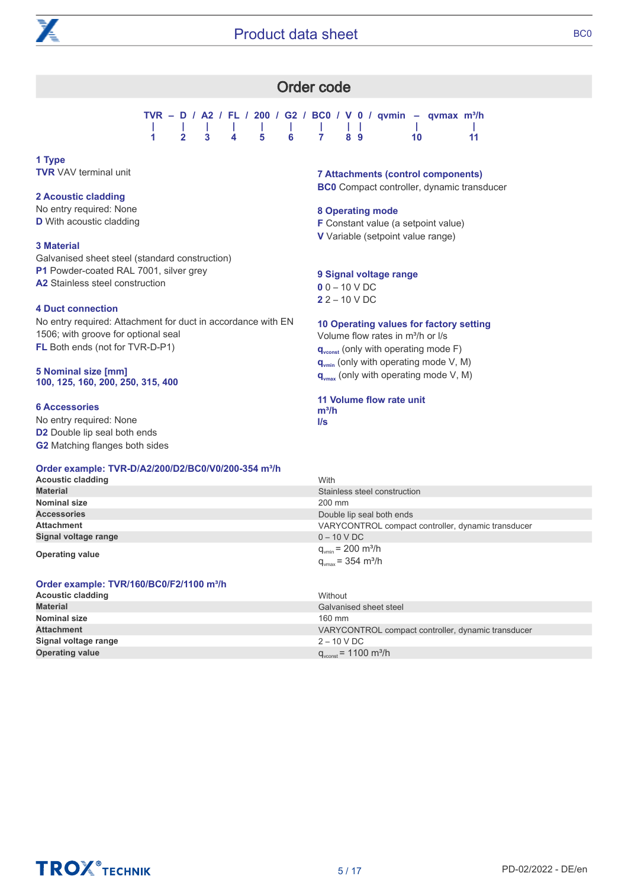## Order code

```
TVR – D / A2 / FL / 200 / G2 / BC0 / V 0 / qvmin – qvmax m³/h
 |    |    |    |     |     |     |    | |       |         |
 1    2    3    4     5     6     7    8 9      10        11
```

**1 Type**
**TVR** VAV terminal unit

**2 Acoustic cladding**
No entry required: None
**D** With acoustic cladding

**3 Material**
Galvanised sheet steel (standard construction)
**P1** Powder-coated RAL 7001, silver grey
**A2** Stainless steel construction

**4 Duct connection**
No entry required: Attachment for duct in accordance with EN 1506; with groove for optional seal
**FL** Both ends (not for TVR-D-P1)

**5 Nominal size [mm]**
**100, 125, 160, 200, 250, 315, 400**

**6 Accessories**
No entry required: None
**D2** Double lip seal both ends
**G2** Matching flanges both sides

**7 Attachments (control components)**
**BC0** Compact controller, dynamic transducer

**8 Operating mode**
**F** Constant value (a setpoint value)
**V** Variable (setpoint value range)

**9 Signal voltage range**
**0** 0 – 10 V DC
**2** 2 – 10 V DC

**10 Operating values for factory setting**
Volume flow rates in m³/h or l/s
$q_{vconst}$ (only with operating mode F)
$q_{vmin}$ (only with operating mode V, M)
$q_{vmax}$ (only with operating mode V, M)

**11 Volume flow rate unit**
**m³/h**
**l/s**

**Order example: TVR-D/A2/200/D2/BC0/V0/200-354 m³/h**

| | |
|---|---|
| **Acoustic cladding** | With |
| **Material** | Stainless steel construction |
| **Nominal size** | 200 mm |
| **Accessories** | Double lip seal both ends |
| **Attachment** | VARYCONTROL compact controller, dynamic transducer |
| **Signal voltage range** | 0 – 10 V DC |
| **Operating value** | $q_{vmin}$ = 200 m³/h<br>$q_{vmax}$ = 354 m³/h |

**Order example: TVR/160/BC0/F2/1100 m³/h**

| | |
|---|---|
| **Acoustic cladding** | Without |
| **Material** | Galvanised sheet steel |
| **Nominal size** | 160 mm |
| **Attachment** | VARYCONTROL compact controller, dynamic transducer |
| **Signal voltage range** | 2 – 10 V DC |
| **Operating value** | $q_{vconst}$ = 1100 m³/h |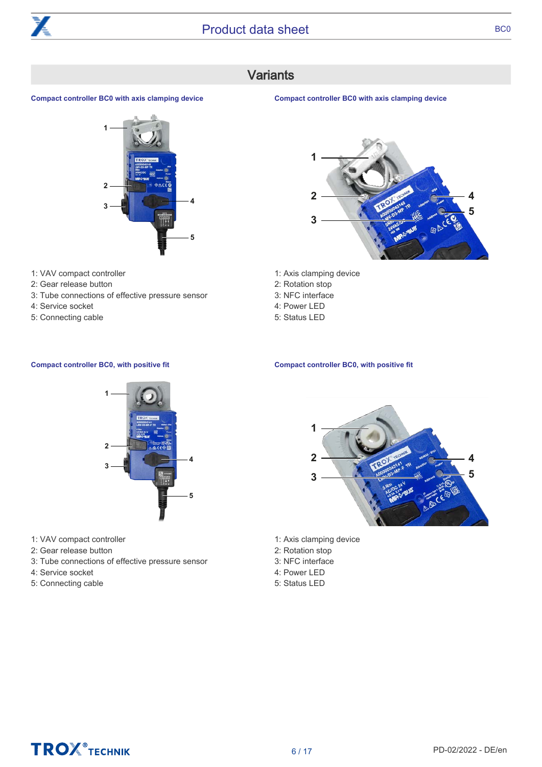## Variants

### Compact controller BC0 with axis clamping device

1: VAV compact controller
2: Gear release button
3: Tube connections of effective pressure sensor
4: Service socket
5: Connecting cable

### Compact controller BC0 with axis clamping device

1: Axis clamping device
2: Rotation stop
3: NFC interface
4: Power LED
5: Status LED

### Compact controller BC0, with positive fit

1: VAV compact controller
2: Gear release button
3: Tube connections of effective pressure sensor
4: Service socket
5: Connecting cable

### Compact controller BC0, with positive fit

1: Axis clamping device
2: Rotation stop
3: NFC interface
4: Power LED
5: Status LED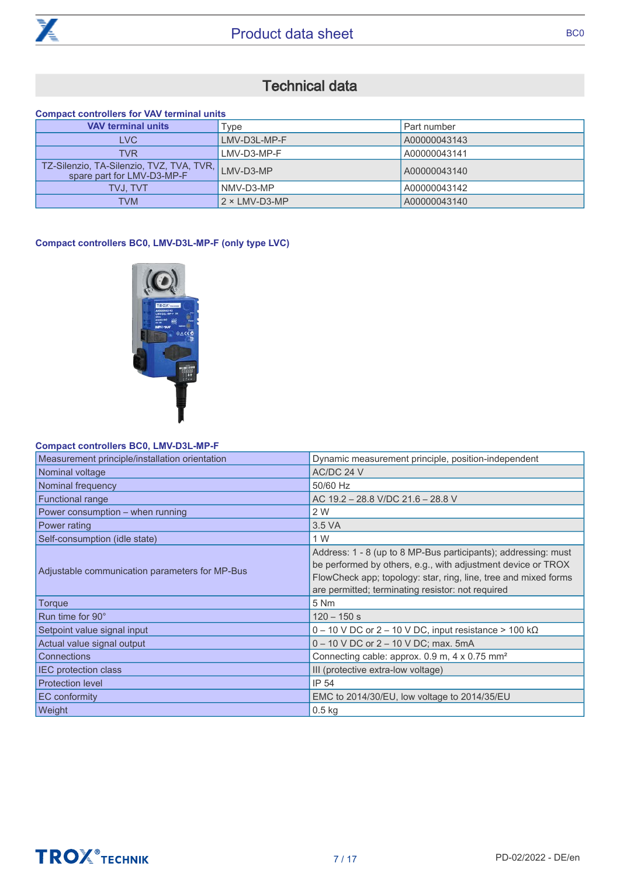## Technical data

**Compact controllers for VAV terminal units**

| VAV terminal units | Type | Part number |
|---|---|---|
| LVC | LMV-D3L-MP-F | A00000043143 |
| TVR | LMV-D3-MP-F | A00000043141 |
| TZ-Silenzio, TA-Silenzio, TVZ, TVA, TVR, spare part for LMV-D3-MP-F | LMV-D3-MP | A00000043140 |
| TVJ, TVT | NMV-D3-MP | A00000043142 |
| TVM | 2 × LMV-D3-MP | A00000043140 |

**Compact controllers BC0, LMV-D3L-MP-F (only type LVC)**

**Compact controllers BC0, LMV-D3L-MP-F**

| | |
|---|---|
| Measurement principle/installation orientation | Dynamic measurement principle, position-independent |
| Nominal voltage | AC/DC 24 V |
| Nominal frequency | 50/60 Hz |
| Functional range | AC 19.2 – 28.8 V/DC 21.6 – 28.8 V |
| Power consumption – when running | 2 W |
| Power rating | 3.5 VA |
| Self-consumption (idle state) | 1 W |
| Adjustable communication parameters for MP-Bus | Address: 1 - 8 (up to 8 MP-Bus participants); addressing: must be performed by others, e.g., with adjustment device or TROX FlowCheck app; topology: star, ring, line, tree and mixed forms are permitted; terminating resistor: not required |
| Torque | 5 Nm |
| Run time for 90° | 120 – 150 s |
| Setpoint value signal input | 0 – 10 V DC or 2 – 10 V DC, input resistance > 100 kΩ |
| Actual value signal output | 0 – 10 V DC or 2 – 10 V DC; max. 5mA |
| Connections | Connecting cable: approx. 0.9 m, 4 x 0.75 mm² |
| IEC protection class | III (protective extra-low voltage) |
| Protection level | IP 54 |
| EC conformity | EMC to 2014/30/EU, low voltage to 2014/35/EU |
| Weight | 0.5 kg |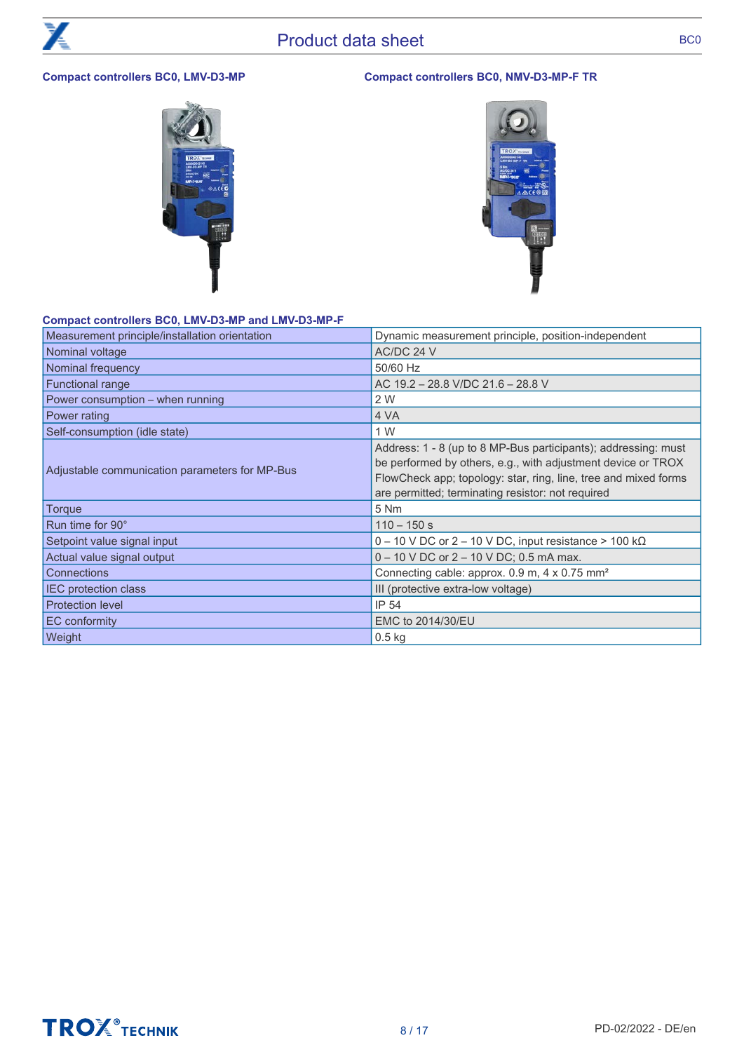### Compact controllers BC0, LMV-D3-MP

### Compact controllers BC0, NMV-D3-MP-F TR

### Compact controllers BC0, LMV-D3-MP and LMV-D3-MP-F

| Measurement principle/installation orientation | Dynamic measurement principle, position-independent |
|---|---|
| Nominal voltage | AC/DC 24 V |
| Nominal frequency | 50/60 Hz |
| Functional range | AC 19.2 – 28.8 V/DC 21.6 – 28.8 V |
| Power consumption – when running | 2 W |
| Power rating | 4 VA |
| Self-consumption (idle state) | 1 W |
| Adjustable communication parameters for MP-Bus | Address: 1 - 8 (up to 8 MP-Bus participants); addressing: must be performed by others, e.g., with adjustment device or TROX FlowCheck app; topology: star, ring, line, tree and mixed forms are permitted; terminating resistor: not required |
| Torque | 5 Nm |
| Run time for 90° | 110 – 150 s |
| Setpoint value signal input | 0 – 10 V DC or 2 – 10 V DC, input resistance > 100 kΩ |
| Actual value signal output | 0 – 10 V DC or 2 – 10 V DC; 0.5 mA max. |
| Connections | Connecting cable: approx. 0.9 m, 4 x 0.75 mm² |
| IEC protection class | III (protective extra-low voltage) |
| Protection level | IP 54 |
| EC conformity | EMC to 2014/30/EU |
| Weight | 0.5 kg |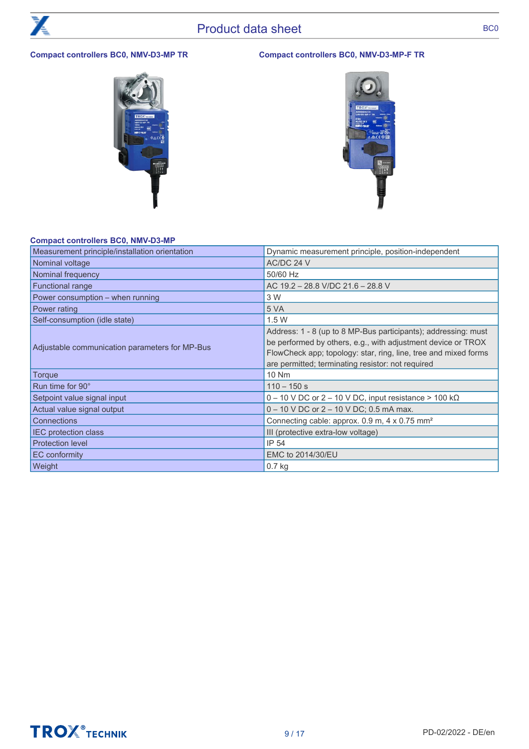**Compact controllers BC0, NMV-D3-MP TR**

**Compact controllers BC0, NMV-D3-MP-F TR**

**Compact controllers BC0, NMV-D3-MP**

| Measurement principle/installation orientation | Dynamic measurement principle, position-independent |
|---|---|
| Nominal voltage | AC/DC 24 V |
| Nominal frequency | 50/60 Hz |
| Functional range | AC 19.2 – 28.8 V/DC 21.6 – 28.8 V |
| Power consumption – when running | 3 W |
| Power rating | 5 VA |
| Self-consumption (idle state) | 1.5 W |
| Adjustable communication parameters for MP-Bus | Address: 1 - 8 (up to 8 MP-Bus participants); addressing: must be performed by others, e.g., with adjustment device or TROX FlowCheck app; topology: star, ring, line, tree and mixed forms are permitted; terminating resistor: not required |
| Torque | 10 Nm |
| Run time for 90° | 110 – 150 s |
| Setpoint value signal input | 0 – 10 V DC or 2 – 10 V DC, input resistance > 100 kΩ |
| Actual value signal output | 0 – 10 V DC or 2 – 10 V DC; 0.5 mA max. |
| Connections | Connecting cable: approx. 0.9 m, 4 x 0.75 mm² |
| IEC protection class | III (protective extra-low voltage) |
| Protection level | IP 54 |
| EC conformity | EMC to 2014/30/EU |
| Weight | 0.7 kg |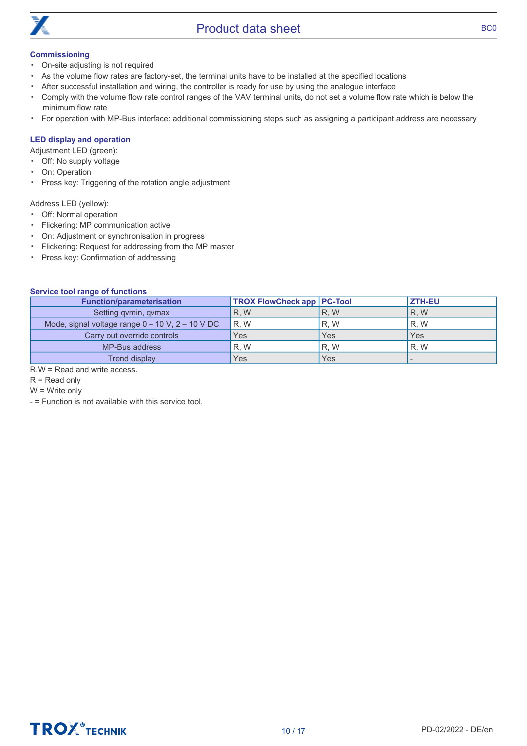### Commissioning

- On-site adjusting is not required
- As the volume flow rates are factory-set, the terminal units have to be installed at the specified locations
- After successful installation and wiring, the controller is ready for use by using the analogue interface
- Comply with the volume flow rate control ranges of the VAV terminal units, do not set a volume flow rate which is below the minimum flow rate
- For operation with MP-Bus interface: additional commissioning steps such as assigning a participant address are necessary

### LED display and operation

Adjustment LED (green):

- Off: No supply voltage
- On: Operation
- Press key: Triggering of the rotation angle adjustment

Address LED (yellow):

- Off: Normal operation
- Flickering: MP communication active
- On: Adjustment or synchronisation in progress
- Flickering: Request for addressing from the MP master
- Press key: Confirmation of addressing

### Service tool range of functions

| Function/parameterisation | TROX FlowCheck app | PC-Tool | ZTH-EU |
|---|---|---|---|
| Setting qvmin, qvmax | R, W | R, W | R, W |
| Mode, signal voltage range 0 – 10 V, 2 – 10 V DC | R, W | R, W | R, W |
| Carry out override controls | Yes | Yes | Yes |
| MP-Bus address | R, W | R, W | R, W |
| Trend display | Yes | Yes | - |

R,W = Read and write access.
R = Read only
W = Write only
- = Function is not available with this service tool.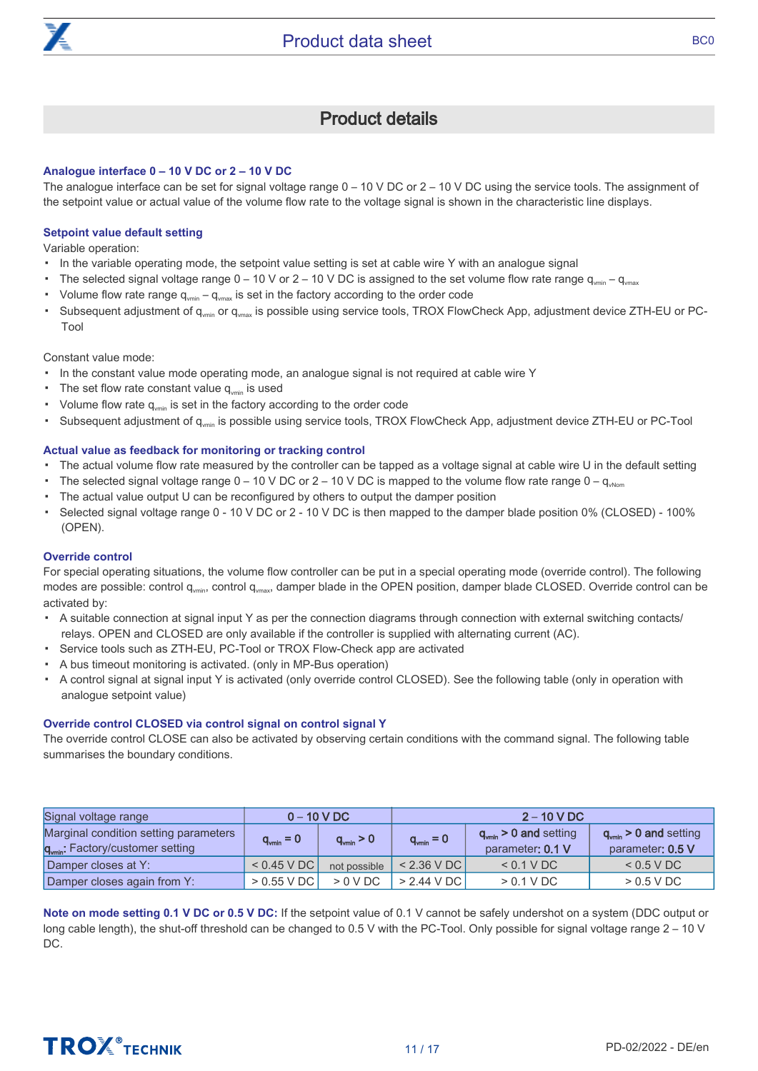## Product details

### Analogue interface 0 – 10 V DC or 2 – 10 V DC

The analogue interface can be set for signal voltage range 0 – 10 V DC or 2 – 10 V DC using the service tools. The assignment of the setpoint value or actual value of the volume flow rate to the voltage signal is shown in the characteristic line displays.

### Setpoint value default setting

Variable operation:

- In the variable operating mode, the setpoint value setting is set at cable wire Y with an analogue signal
- The selected signal voltage range 0 – 10 V or 2 – 10 V DC is assigned to the set volume flow rate range $q_{vmin}$ – $q_{vmax}$
- Volume flow rate range $q_{vmin}$ – $q_{vmax}$ is set in the factory according to the order code
- Subsequent adjustment of $q_{vmin}$ or $q_{vmax}$ is possible using service tools, TROX FlowCheck App, adjustment device ZTH-EU or PC-Tool

Constant value mode:

- In the constant value mode operating mode, an analogue signal is not required at cable wire Y
- The set flow rate constant value $q_{vmin}$ is used
- Volume flow rate $q_{vmin}$ is set in the factory according to the order code
- Subsequent adjustment of $q_{vmin}$ is possible using service tools, TROX FlowCheck App, adjustment device ZTH-EU or PC-Tool

### Actual value as feedback for monitoring or tracking control

- The actual volume flow rate measured by the controller can be tapped as a voltage signal at cable wire U in the default setting
- The selected signal voltage range 0 – 10 V DC or 2 – 10 V DC is mapped to the volume flow rate range 0 – $q_{vNom}$
- The actual value output U can be reconfigured by others to output the damper position
- Selected signal voltage range 0 - 10 V DC or 2 - 10 V DC is then mapped to the damper blade position 0% (CLOSED) - 100% (OPEN).

### Override control

For special operating situations, the volume flow controller can be put in a special operating mode (override control). The following modes are possible: control $q_{vmin}$, control $q_{vmax}$, damper blade in the OPEN position, damper blade CLOSED. Override control can be activated by:

- A suitable connection at signal input Y as per the connection diagrams through connection with external switching contacts/ relays. OPEN and CLOSED are only available if the controller is supplied with alternating current (AC).
- Service tools such as ZTH-EU, PC-Tool or TROX Flow-Check app are activated
- A bus timeout monitoring is activated. (only in MP-Bus operation)
- A control signal at signal input Y is activated (only override control CLOSED). See the following table (only in operation with analogue setpoint value)

### Override control CLOSED via control signal on control signal Y

The override control CLOSE can also be activated by observing certain conditions with the command signal. The following table summarises the boundary conditions.

| Signal voltage range | 0 – 10 V DC | | 2 – 10 V DC | | |
|---|---|---|---|---|---|
| Marginal condition setting parameters $q_{vmin}$: Factory/customer setting | $q_{vmin}$ = 0 | $q_{vmin}$ > 0 | $q_{vmin}$ = 0 | $q_{vmin}$ > 0 and setting parameter: 0.1 V | $q_{vmin}$ > 0 and setting parameter: 0.5 V |
| Damper closes at Y: | < 0.45 V DC | not possible | < 2.36 V DC | < 0.1 V DC | < 0.5 V DC |
| Damper closes again from Y: | > 0.55 V DC | > 0 V DC | > 2.44 V DC | > 0.1 V DC | > 0.5 V DC |

**Note on mode setting 0.1 V DC or 0.5 V DC:** If the setpoint value of 0.1 V cannot be safely undershot on a system (DDC output or long cable length), the shut-off threshold can be changed to 0.5 V with the PC-Tool. Only possible for signal voltage range 2 – 10 V DC.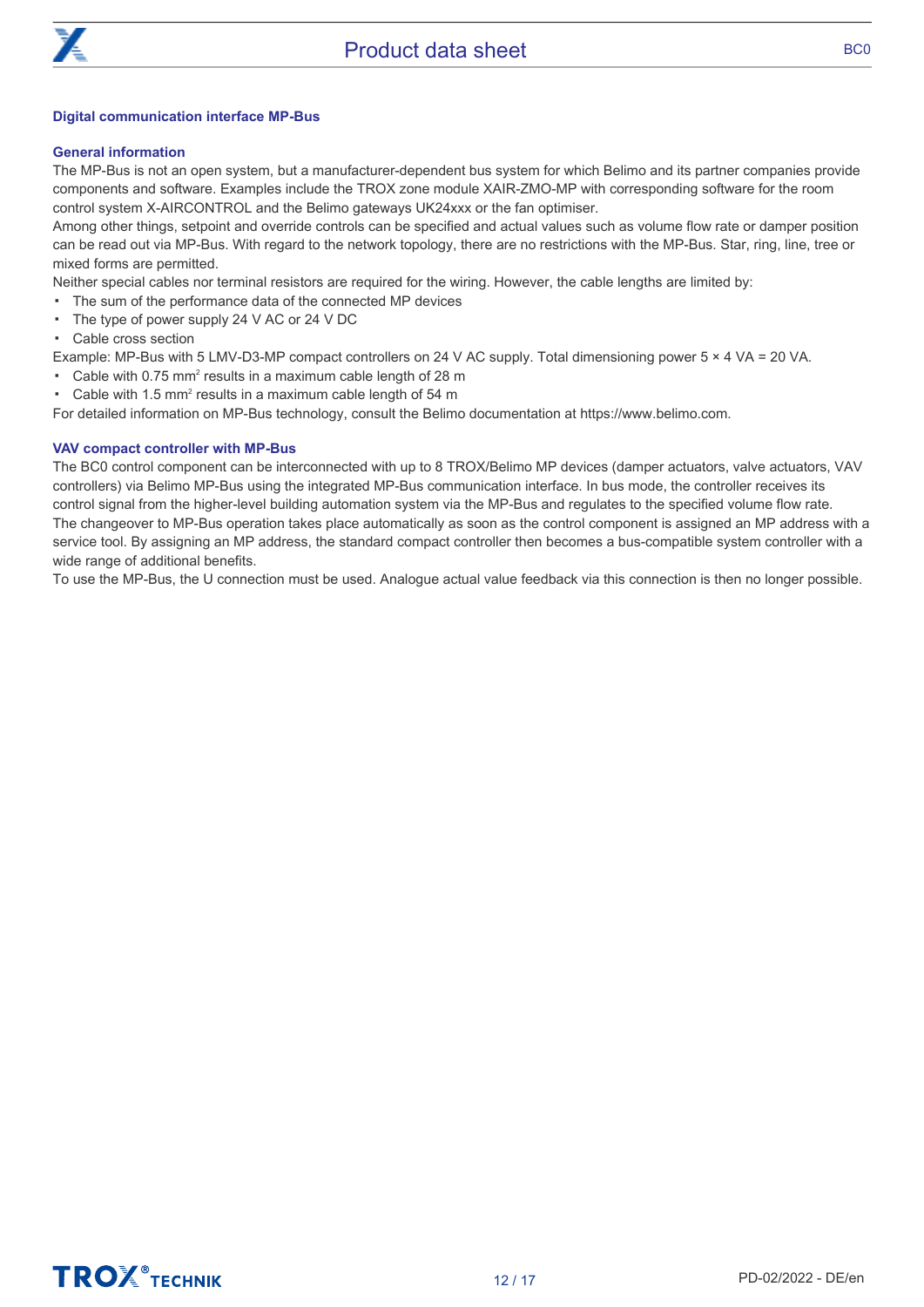## Digital communication interface MP-Bus

### General information

The MP-Bus is not an open system, but a manufacturer-dependent bus system for which Belimo and its partner companies provide components and software. Examples include the TROX zone module XAIR-ZMO-MP with corresponding software for the room control system X-AIRCONTROL and the Belimo gateways UK24xxx or the fan optimiser.

Among other things, setpoint and override controls can be specified and actual values such as volume flow rate or damper position can be read out via MP-Bus. With regard to the network topology, there are no restrictions with the MP-Bus. Star, ring, line, tree or mixed forms are permitted.

Neither special cables nor terminal resistors are required for the wiring. However, the cable lengths are limited by:

- The sum of the performance data of the connected MP devices
- The type of power supply 24 V AC or 24 V DC
- Cable cross section

Example: MP-Bus with 5 LMV-D3-MP compact controllers on 24 V AC supply. Total dimensioning power 5 × 4 VA = 20 VA.

- Cable with 0.75 $mm^2$ results in a maximum cable length of 28 m
- Cable with 1.5 $mm^2$ results in a maximum cable length of 54 m

For detailed information on MP-Bus technology, consult the Belimo documentation at https://www.belimo.com.

### VAV compact controller with MP-Bus

The BC0 control component can be interconnected with up to 8 TROX/Belimo MP devices (damper actuators, valve actuators, VAV controllers) via Belimo MP-Bus using the integrated MP-Bus communication interface. In bus mode, the controller receives its control signal from the higher-level building automation system via the MP-Bus and regulates to the specified volume flow rate.

The changeover to MP-Bus operation takes place automatically as soon as the control component is assigned an MP address with a service tool. By assigning an MP address, the standard compact controller then becomes a bus-compatible system controller with a wide range of additional benefits.

To use the MP-Bus, the U connection must be used. Analogue actual value feedback via this connection is then no longer possible.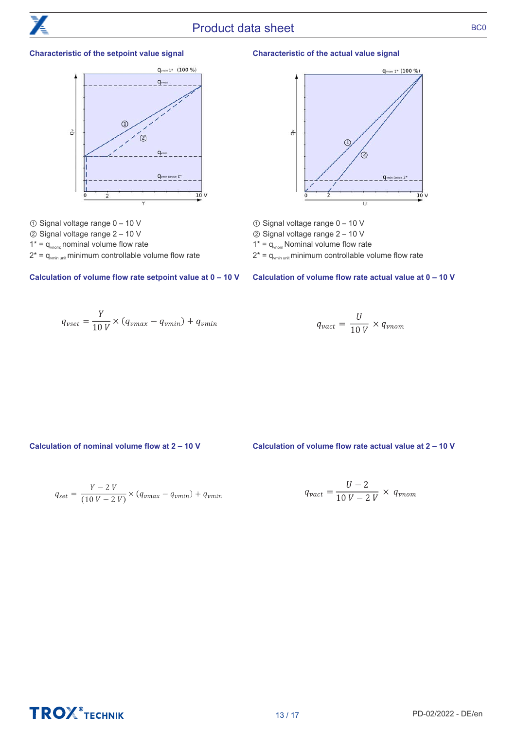## Characteristic of the setpoint value signal

① Signal voltage range 0 – 10 V
② Signal voltage range 2 – 10 V
1* = $q_{vnom;}$ nominal volume flow rate
2* = $q_{vmin\ unit}$ minimum controllable volume flow rate

## Characteristic of the actual value signal

① Signal voltage range 0 – 10 V
② Signal voltage range 2 – 10 V
1* = $q_{vnom}$ Nominal volume flow rate
2* = $q_{vmin\ unit}$ minimum controllable volume flow rate

## Calculation of volume flow rate setpoint value at 0 – 10 V

$$q_{vset} = \frac{Y}{10\ V} \times (q_{vmax} - q_{vmin}) + q_{vmin}$$

## Calculation of volume flow rate actual value at 0 – 10 V

$$q_{vact} = \frac{U}{10\ V} \times q_{vnom}$$

## Calculation of nominal volume flow at 2 – 10 V

$$q_{set} = \frac{Y - 2\ V}{(10\ V - 2\ V)} \times (q_{vmax} - q_{vmin}) + q_{vmin}$$

## Calculation of volume flow rate actual value at 2 – 10 V

$$q_{vact} = \frac{U - 2}{10\ V - 2\ V} \times q_{vnom}$$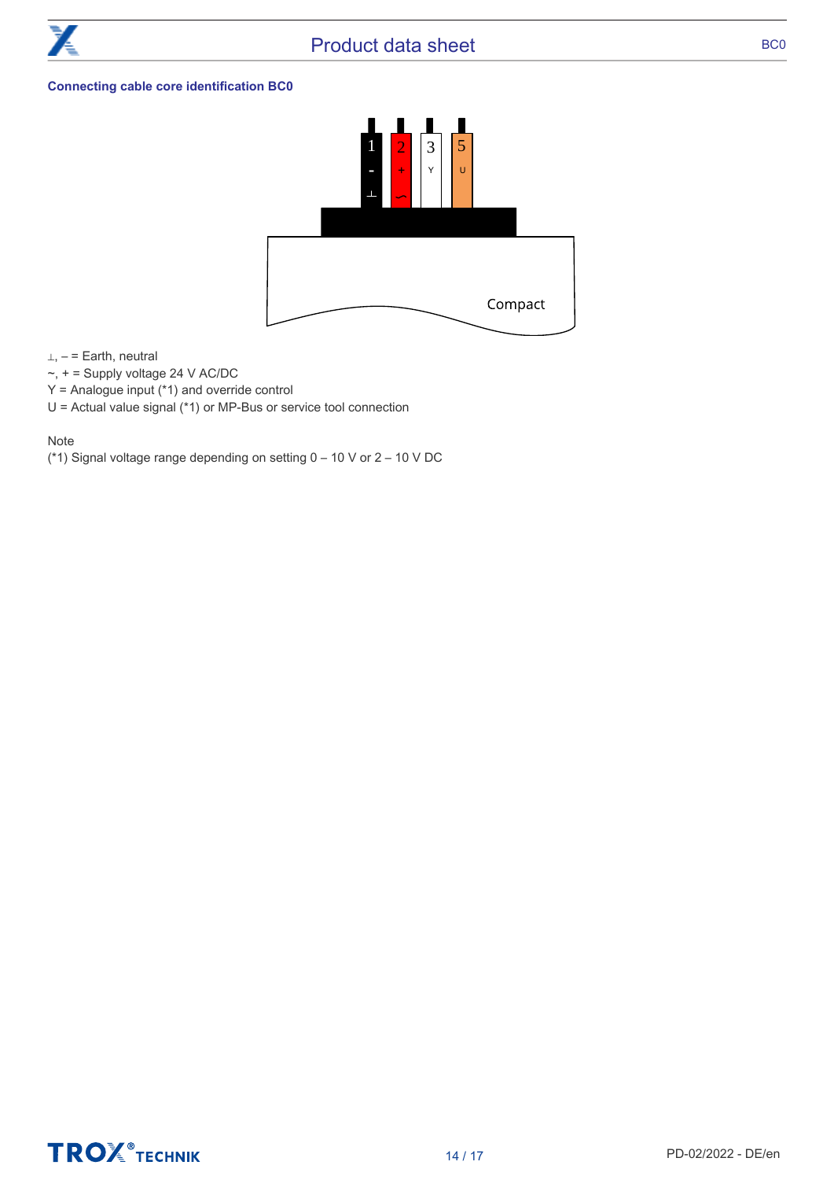### Connecting cable core identification BC0

⊥, – = Earth, neutral
~, + = Supply voltage 24 V AC/DC
Y = Analogue input (*1) and override control
U = Actual value signal (*1) or MP-Bus or service tool connection

Note
(*1) Signal voltage range depending on setting 0 – 10 V or 2 – 10 V DC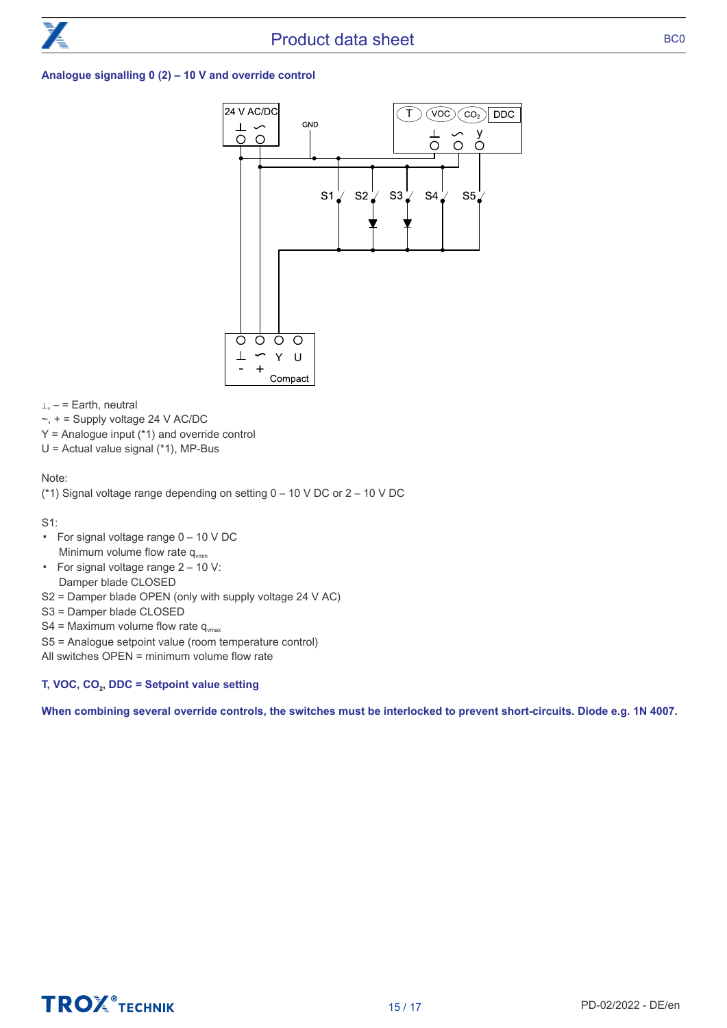**Analogue signalling 0 (2) – 10 V and override control**

⊥, – = Earth, neutral
~, + = Supply voltage 24 V AC/DC
Y = Analogue input (*1) and override control
U = Actual value signal (*1), MP-Bus

Note:
(*1) Signal voltage range depending on setting 0 – 10 V DC or 2 – 10 V DC

S1:

- For signal voltage range 0 – 10 V DC
  Minimum volume flow rate $q_{vmin}$
- For signal voltage range 2 – 10 V:
  Damper blade CLOSED

S2 = Damper blade OPEN (only with supply voltage 24 V AC)
S3 = Damper blade CLOSED
S4 = Maximum volume flow rate $q_{vmax}$
S5 = Analogue setpoint value (room temperature control)
All switches OPEN = minimum volume flow rate

**T, VOC, $CO_2$, DDC = Setpoint value setting**

**When combining several override controls, the switches must be interlocked to prevent short-circuits. Diode e.g. 1N 4007.**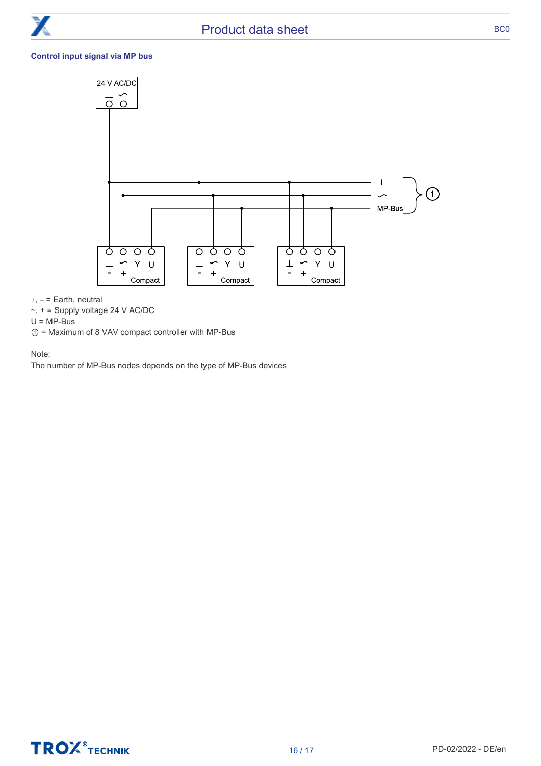### Control input signal via MP bus

⊥, – = Earth, neutral
~, + = Supply voltage 24 V AC/DC
U = MP-Bus
① = Maximum of 8 VAV compact controller with MP-Bus

Note:
The number of MP-Bus nodes depends on the type of MP-Bus devices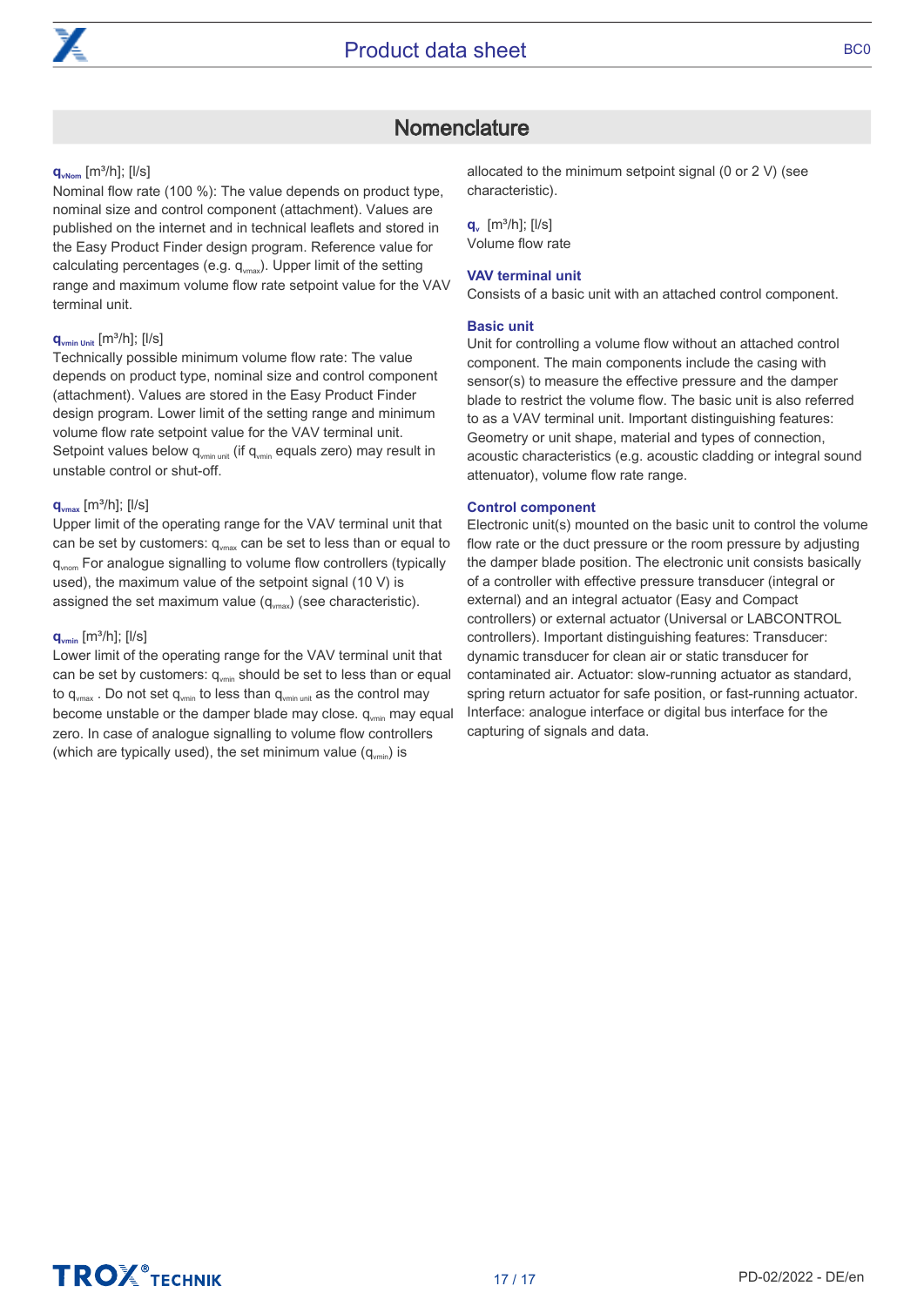## Nomenclature

**$q_{vNom}$** [m³/h]; [l/s]
Nominal flow rate (100 %): The value depends on product type, nominal size and control component (attachment). Values are published on the internet and in technical leaflets and stored in the Easy Product Finder design program. Reference value for calculating percentages (e.g. $q_{vmax}$). Upper limit of the setting range and maximum volume flow rate setpoint value for the VAV terminal unit.

**$q_{vmin\ Unit}$** [m³/h]; [l/s]
Technically possible minimum volume flow rate: The value depends on product type, nominal size and control component (attachment). Values are stored in the Easy Product Finder design program. Lower limit of the setting range and minimum volume flow rate setpoint value for the VAV terminal unit. Setpoint values below $q_{vmin\ unit}$ (if $q_{vmin}$ equals zero) may result in unstable control or shut-off.

**$q_{vmax}$** [m³/h]; [l/s]
Upper limit of the operating range for the VAV terminal unit that can be set by customers: $q_{vmax}$ can be set to less than or equal to $q_{vnom}$ For analogue signalling to volume flow controllers (typically used), the maximum value of the setpoint signal (10 V) is assigned the set maximum value ($q_{vmax}$) (see characteristic).

**$q_{vmin}$** [m³/h]; [l/s]
Lower limit of the operating range for the VAV terminal unit that can be set by customers: $q_{vmin}$ should be set to less than or equal to $q_{vmax}$ . Do not set $q_{vmin}$ to less than $q_{vmin\ unit}$ as the control may become unstable or the damper blade may close. $q_{vmin}$ may equal zero. In case of analogue signalling to volume flow controllers (which are typically used), the set minimum value ($q_{vmin}$) is allocated to the minimum setpoint signal (0 or 2 V) (see characteristic).

**$q_v$** [m³/h]; [l/s]
Volume flow rate

**VAV terminal unit**
Consists of a basic unit with an attached control component.

**Basic unit**
Unit for controlling a volume flow without an attached control component. The main components include the casing with sensor(s) to measure the effective pressure and the damper blade to restrict the volume flow. The basic unit is also referred to as a VAV terminal unit. Important distinguishing features: Geometry or unit shape, material and types of connection, acoustic characteristics (e.g. acoustic cladding or integral sound attenuator), volume flow rate range.

**Control component**
Electronic unit(s) mounted on the basic unit to control the volume flow rate or the duct pressure or the room pressure by adjusting the damper blade position. The electronic unit consists basically of a controller with effective pressure transducer (integral or external) and an integral actuator (Easy and Compact controllers) or external actuator (Universal or LABCONTROL controllers). Important distinguishing features: Transducer: dynamic transducer for clean air or static transducer for contaminated air. Actuator: slow-running actuator as standard, spring return actuator for safe position, or fast-running actuator. Interface: analogue interface or digital bus interface for the capturing of signals and data.